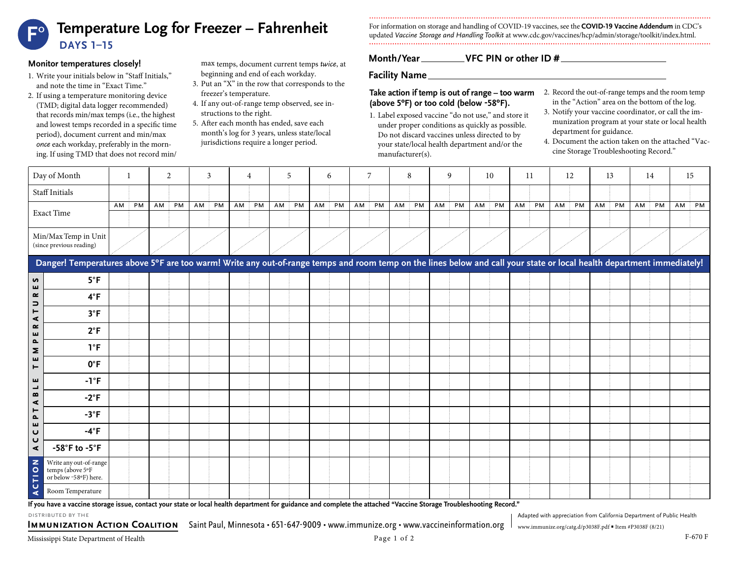# F° Temperature Log for Freezer – Fahrenheit

## DAYS 1–15

For information on storage and handling of COVID-19 vaccines, see the **COVID-19 Vaccine Addendum** in CDC's updated *Vaccine Storage and Handling Toolkit* at www.cdc.gov/vaccines/hcp/admin/storage/toolkit/index.html.

**Month/Year** ________ **VFC PIN or other ID #** ____________________

**Facility Name** ________________________________

### Monitor temperatures closely!

1. Write your initials below in "Staff Initials," and note the time in "Exact Time."
2. If using a temperature monitoring device (TMD; digital data logger recommended) that records min/max temps (i.e., the highest and lowest temps recorded in a specific time period), document current and min/max *once* each workday, preferably in the morning. If using TMD that does not record min/max temps, document current temps *twice*, at beginning and end of each workday.
3. Put an "X" in the row that corresponds to the freezer's temperature.
4. If any out-of-range temp observed, see instructions to the right.
5. After each month has ended, save each month's log for 3 years, unless state/local jurisdictions require a longer period.

### Take action if temp is out of range – too warm (above 5°F) or too cold (below -58°F).

1. Label exposed vaccine "do not use," and store it under proper conditions as quickly as possible. Do not discard vaccines unless directed to by your state/local health department and/or the manufacturer(s).
2. Record the out-of-range temps and the room temp in the "Action" area on the bottom of the log.
3. Notify your vaccine coordinator, or call the immunization program at your state or local health department for guidance.
4. Document the action taken on the attached "Vaccine Storage Troubleshooting Record."

| Day of Month | 1 | | 2 | | 3 | | 4 | | 5 | | 6 | | 7 | | 8 | | 9 | | 10 | | 11 | | 12 | | 13 | | 14 | | 15 | |
|---|---|---|---|---|---|---|---|---|---|---|---|---|---|---|---|---|---|---|---|---|---|---|---|---|---|---|---|---|---|---|
| Staff Initials | | | | | | | | | | | | | | | | | | | | | | | | | | | | | | |
| Exact Time | AM | PM | AM | PM | AM | PM | AM | PM | AM | PM | AM | PM | AM | PM | AM | PM | AM | PM | AM | PM | AM | PM | AM | PM | AM | PM | AM | PM | AM | PM |
| Min/Max Temp in Unit (since previous reading) | | | | | | | | | | | | | | | | | | | | | | | | | | | | | | |
| **Danger! Temperatures above 5°F are too warm! Write any out-of-range temps and room temp on the lines below and call your state or local health department immediately!** | | | | | | | | | | | | | | | | | | | | | | | | | | | | | | |
| **ACCEPTABLE TEMPERATURES** 5°F | | | | | | | | | | | | | | | | | | | | | | | | | | | | | | |
| 4°F | | | | | | | | | | | | | | | | | | | | | | | | | | | | | | |
| 3°F | | | | | | | | | | | | | | | | | | | | | | | | | | | | | | |
| 2°F | | | | | | | | | | | | | | | | | | | | | | | | | | | | | | |
| 1°F | | | | | | | | | | | | | | | | | | | | | | | | | | | | | | |
| 0°F | | | | | | | | | | | | | | | | | | | | | | | | | | | | | | |
| -1°F | | | | | | | | | | | | | | | | | | | | | | | | | | | | | | |
| -2°F | | | | | | | | | | | | | | | | | | | | | | | | | | | | | | |
| -3°F | | | | | | | | | | | | | | | | | | | | | | | | | | | | | | |
| -4°F | | | | | | | | | | | | | | | | | | | | | | | | | | | | | | |
| -58°F to -5°F | | | | | | | | | | | | | | | | | | | | | | | | | | | | | | |
| **ACTION** Write any out-of-range temps (above 5°F or below -58°F) here. | | | | | | | | | | | | | | | | | | | | | | | | | | | | | | |
| Room Temperature | | | | | | | | | | | | | | | | | | | | | | | | | | | | | | |

**If you have a vaccine storage issue, contact your state or local health department for guidance and complete the attached "Vaccine Storage Troubleshooting Record."**

DISTRIBUTED BY THE **Immunization Action Coalition** Saint Paul, Minnesota • 651-647-9009 • www.immunize.org • www.vaccineinformation.org

Adapted with appreciation from California Department of Public Health

www.immunize.org/catg.d/p3038F.pdf ▪ Item #P3038F (8/21)

Mississippi State Department of Health

F-670 F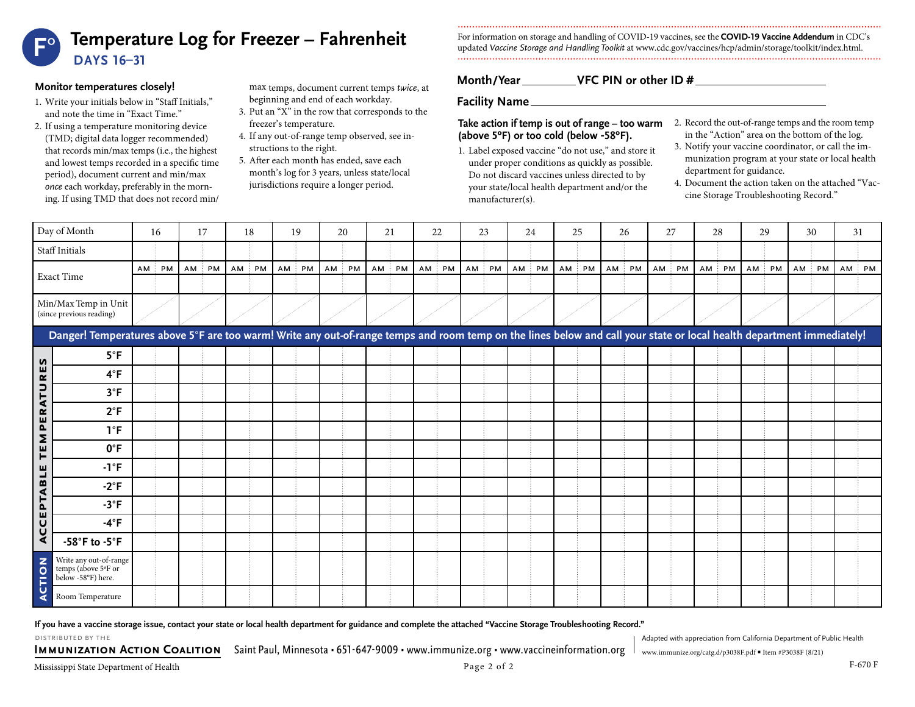# Temperature Log for Freezer – Fahrenheit

## DAYS 16–31

For information on storage and handling of COVID-19 vaccines, see the **COVID-19 Vaccine Addendum** in CDC's updated *Vaccine Storage and Handling Toolkit* at www.cdc.gov/vaccines/hcp/admin/storage/toolkit/index.html.

**Month/Year** ________ **VFC PIN or other ID #** ____________________

**Facility Name** ________________________________________

### Monitor temperatures closely!

1. Write your initials below in "Staff Initials," and note the time in "Exact Time."
2. If using a temperature monitoring device (TMD; digital data logger recommended) that records min/max temps (i.e., the highest and lowest temps recorded in a specific time period), document current and min/max *once* each workday, preferably in the morning. If using TMD that does not record min/max temps, document current temps *twice*, at beginning and end of each workday.
3. Put an "X" in the row that corresponds to the freezer's temperature.
4. If any out-of-range temp observed, see instructions to the right.
5. After each month has ended, save each month's log for 3 years, unless state/local jurisdictions require a longer period.

### Take action if temp is out of range – too warm (above 5°F) or too cold (below -58°F).

1. Label exposed vaccine "do not use," and store it under proper conditions as quickly as possible. Do not discard vaccines unless directed to by your state/local health department and/or the manufacturer(s).
2. Record the out-of-range temps and the room temp in the "Action" area on the bottom of the log.
3. Notify your vaccine coordinator, or call the immunization program at your state or local health department for guidance.
4. Document the action taken on the attached "Vaccine Storage Troubleshooting Record."

| Day of Month | 16 | | 17 | | 18 | | 19 | | 20 | | 21 | | 22 | | 23 | | 24 | | 25 | | 26 | | 27 | | 28 | | 29 | | 30 | | 31 | |
|---|---|---|---|---|---|---|---|---|---|---|---|---|---|---|---|---|---|---|---|---|---|---|---|---|---|---|---|---|---|---|---|---|
| Staff Initials | | | | | | | | | | | | | | | | | | | | | | | | | | | | | | | | |
| Exact Time | AM | PM | AM | PM | AM | PM | AM | PM | AM | PM | AM | PM | AM | PM | AM | PM | AM | PM | AM | PM | AM | PM | AM | PM | AM | PM | AM | PM | AM | PM | AM | PM |
| Min/Max Temp in Unit (since previous reading) | | | | | | | | | | | | | | | | | | | | | | | | | | | | | | | | |
| **Danger! Temperatures above 5°F are too warm! Write any out-of-range temps and room temp on the lines below and call your state or local health department immediately!** | | | | | | | | | | | | | | | | | | | | | | | | | | | | | | | | |
| **ACCEPTABLE TEMPERATURES** 5°F | | | | | | | | | | | | | | | | | | | | | | | | | | | | | | | | |
| 4°F | | | | | | | | | | | | | | | | | | | | | | | | | | | | | | | | |
| 3°F | | | | | | | | | | | | | | | | | | | | | | | | | | | | | | | | |
| 2°F | | | | | | | | | | | | | | | | | | | | | | | | | | | | | | | | |
| 1°F | | | | | | | | | | | | | | | | | | | | | | | | | | | | | | | | |
| 0°F | | | | | | | | | | | | | | | | | | | | | | | | | | | | | | | | |
| -1°F | | | | | | | | | | | | | | | | | | | | | | | | | | | | | | | | |
| -2°F | | | | | | | | | | | | | | | | | | | | | | | | | | | | | | | | |
| -3°F | | | | | | | | | | | | | | | | | | | | | | | | | | | | | | | | |
| -4°F | | | | | | | | | | | | | | | | | | | | | | | | | | | | | | | | |
| -58°F to -5°F | | | | | | | | | | | | | | | | | | | | | | | | | | | | | | | | |
| **ACTION** Write any out-of-range temps (above 5°F or below -58°F) here. | | | | | | | | | | | | | | | | | | | | | | | | | | | | | | | | |
| Room Temperature | | | | | | | | | | | | | | | | | | | | | | | | | | | | | | | | |

**If you have a vaccine storage issue, contact your state or local health department for guidance and complete the attached "Vaccine Storage Troubleshooting Record."**

DISTRIBUTED BY THE **IMMUNIZATION ACTION COALITION** Saint Paul, Minnesota • 651-647-9009 • www.immunize.org • www.vaccineinformation.org

Adapted with appreciation from California Department of Public Health

www.immunize.org/catg.d/p3038F.pdf • Item #P3038F (8/21)

Mississippi State Department of Health

F-670 F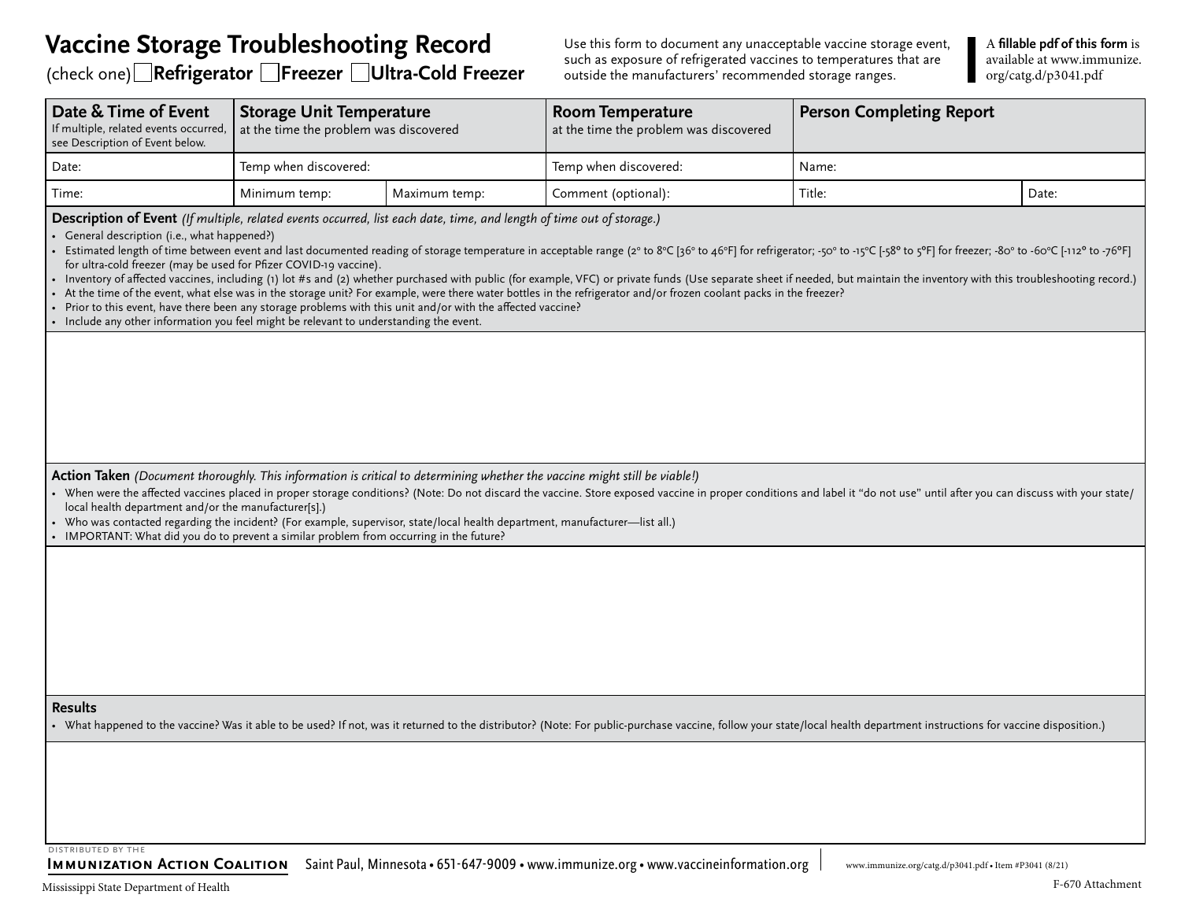# Vaccine Storage Troubleshooting Record

(check one) ☐ **Refrigerator** ☐ **Freezer** ☐ **Ultra-Cold Freezer**

Use this form to document any unacceptable vaccine storage event, such as exposure of refrigerated vaccines to temperatures that are outside the manufacturers' recommended storage ranges.

A **fillable pdf of this form** is available at www.immunize.org/catg.d/p3041.pdf

| **Date & Time of Event** If multiple, related events occurred, see Description of Event below. | **Storage Unit Temperature** at the time the problem was discovered | | **Room Temperature** at the time the problem was discovered | **Person Completing Report** | |
|---|---|---|---|---|---|
| Date: | Temp when discovered: | | Temp when discovered: | Name: | |
| Time: | Minimum temp: | Maximum temp: | Comment (optional): | Title: | Date: |

**Description of Event** *(If multiple, related events occurred, list each date, time, and length of time out of storage.)*

- General description (i.e., what happened?)
- Estimated length of time between event and last documented reading of storage temperature in acceptable range (2° to 8°C [36° to 46°F] for refrigerator; -50° to -15°C [-58° to 5°F] for freezer; -80° to -60°C [-112° to -76°F] for ultra-cold freezer (may be used for Pfizer COVID-19 vaccine).
- Inventory of affected vaccines, including (1) lot #s and (2) whether purchased with public (for example, VFC) or private funds (Use separate sheet if needed, but maintain the inventory with this troubleshooting record.)
- At the time of the event, what else was in the storage unit? For example, were there water bottles in the refrigerator and/or frozen coolant packs in the freezer?
- Prior to this event, have there been any storage problems with this unit and/or with the affected vaccine?
- Include any other information you feel might be relevant to understanding the event.

**Action Taken** *(Document thoroughly. This information is critical to determining whether the vaccine might still be viable!)*

- When were the affected vaccines placed in proper storage conditions? (Note: Do not discard the vaccine. Store exposed vaccine in proper conditions and label it "do not use" until after you can discuss with your state/local health department and/or the manufacturer[s].)
- Who was contacted regarding the incident? (For example, supervisor, state/local health department, manufacturer—list all.)
- IMPORTANT: What did you do to prevent a similar problem from occurring in the future?

**Results**

- What happened to the vaccine? Was it able to be used? If not, was it returned to the distributor? (Note: For public-purchase vaccine, follow your state/local health department instructions for vaccine disposition.)

DISTRIBUTED BY THE **Immunization Action Coalition** Saint Paul, Minnesota • 651-647-9009 • www.immunize.org • www.vaccineinformation.org

www.immunize.org/catg.d/p3041.pdf • Item #P3041 (8/21)

Mississippi State Department of Health

F-670 Attachment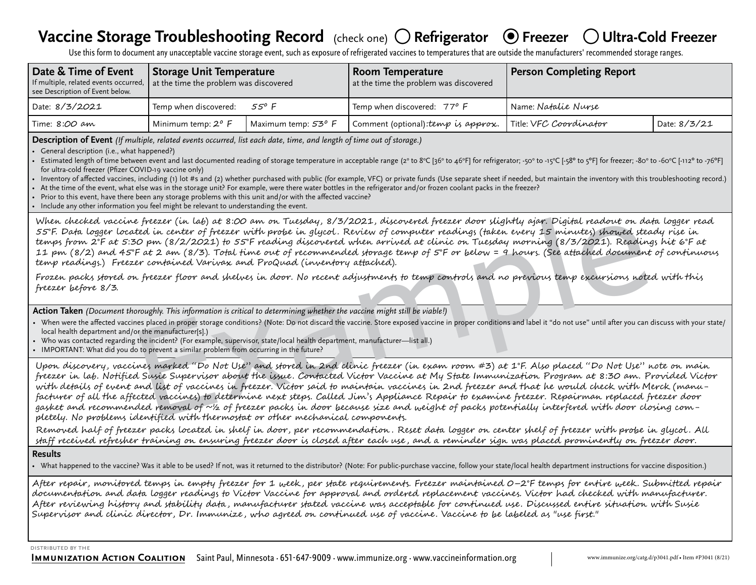# Vaccine Storage Troubleshooting Record

(check one) ○ **Refrigerator** ◉ **Freezer** ○ **Ultra-Cold Freezer**

Use this form to document any unacceptable vaccine storage event, such as exposure of refrigerated vaccines to temperatures that are outside the manufacturers' recommended storage ranges.

| **Date & Time of Event** If multiple, related events occurred, see Description of Event below. | **Storage Unit Temperature** at the time the problem was discovered | | **Room Temperature** at the time the problem was discovered | **Person Completing Report** | |
|---|---|---|---|---|---|
| Date: 8/3/2021 | Temp when discovered: 55° F | | Temp when discovered: 77° F | Name: Natalie Nurse | |
| Time: 8:00 am | Minimum temp: 2° F | Maximum temp: 53° F | Comment (optional): temp is approx. | Title: VFC Coordinator | Date: 8/3/21 |

**Description of Event** *(If multiple, related events occurred, list each date, time, and length of time out of storage.)*

- General description (i.e., what happened?)
- Estimated length of time between event and last documented reading of storage temperature in acceptable range (2° to 8°C [36° to 46°F] for refrigerator; -50° to -15°C [-58° to 5°F] for freezer; -80° to -60°C [-112° to -76°F] for ultra-cold freezer (Pfizer COVID-19 vaccine only)
- Inventory of affected vaccines, including (1) lot #s and (2) whether purchased with public (for example, VFC) or private funds (Use separate sheet if needed, but maintain the inventory with this troubleshooting record.)
- At the time of the event, what else was in the storage unit? For example, were there water bottles in the refrigerator and/or frozen coolant packs in the freezer?
- Prior to this event, have there been any storage problems with this unit and/or with the affected vaccine?
- Include any other information you feel might be relevant to understanding the event.

When checked vaccine freezer (in lab) at 8:00 am on Tuesday, 8/3/2021, discovered freezer door slightly ajar. Digital readout on data logger read 55°F. Data logger located in center of freezer with probe in glycol. Review of computer readings (taken every 15 minutes) showed steady rise in temps from 2°F at 5:30 pm (8/2/2021) to 55°F reading discovered when arrived at clinic on Tuesday morning (8/3/2021). Readings hit 6°F at 11 pm (8/2) and 45°F at 2 am (8/3). Total time out of recommended storage temp of 5°F or below = 9 hours. (See attached document of continuous temp readings.) Freezer contained Varivax and ProQuad (inventory attached).

Frozen packs stored on freezer floor and shelves in door. No recent adjustments to temp controls and no previous temp excursions noted with this freezer before 8/3.

**Action Taken** *(Document thoroughly. This information is critical to determining whether the vaccine might still be viable!)*

- When were the affected vaccines placed in proper storage conditions? (Note: Do not discard the vaccine. Store exposed vaccine in proper conditions and label it "do not use" until after you can discuss with your state/local health department and/or the manufacturer[s].)
- Who was contacted regarding the incident? (For example, supervisor, state/local health department, manufacturer—list all.)
- IMPORTANT: What did you do to prevent a similar problem from occurring in the future?

Upon discovery, vaccines marked "Do Not Use" and stored in 2nd clinic freezer (in exam room #3) at 1°F. Also placed "Do Not Use" note on main freezer in lab. Notified Susie Supervisor about the issue. Contacted Victor Vaccine at My State Immunization Program at 8:30 am. Provided Victor with details of event and list of vaccines in freezer. Victor said to maintain vaccines in 2nd freezer and that he would check with Merck (manufacturer of all the affected vaccines) to determine next steps. Called Jim's Appliance Repair to examine freezer. Repairman replaced freezer door gasket and recommended removal of ~½ of freezer packs in door because size and weight of packs potentially interfered with door closing completely. No problems identified with thermostat or other mechanical components.

Removed half of freezer packs located in shelf in door, per recommendation. Reset data logger on center shelf of freezer with probe in glycol. All staff received refresher training on ensuring freezer door is closed after each use, and a reminder sign was placed prominently on freezer door.

**Results**

- What happened to the vaccine? Was it able to be used? If not, was it returned to the distributor? (Note: For public-purchase vaccine, follow your state/local health department instructions for vaccine disposition.)

After repair, monitored temps in empty freezer for 1 week, per state requirements. Freezer maintained 0–2°F temps for entire week. Submitted repair documentation and data logger readings to Victor Vaccine for approval and ordered replacement vaccines. Victor had checked with manufacturer. After reviewing history and stability data, manufacturer stated vaccine was acceptable for continued use. Discussed entire situation with Susie Supervisor and clinic director, Dr. Immunize, who agreed on continued use of vaccine. Vaccine to be labeled as "use first."

Distributed by the **Immunization Action Coalition** Saint Paul, Minnesota · 651-647-9009 · www.immunize.org · www.vaccineinformation.org

www.immunize.org/catg.d/p3041.pdf • Item #P3041 (8/21)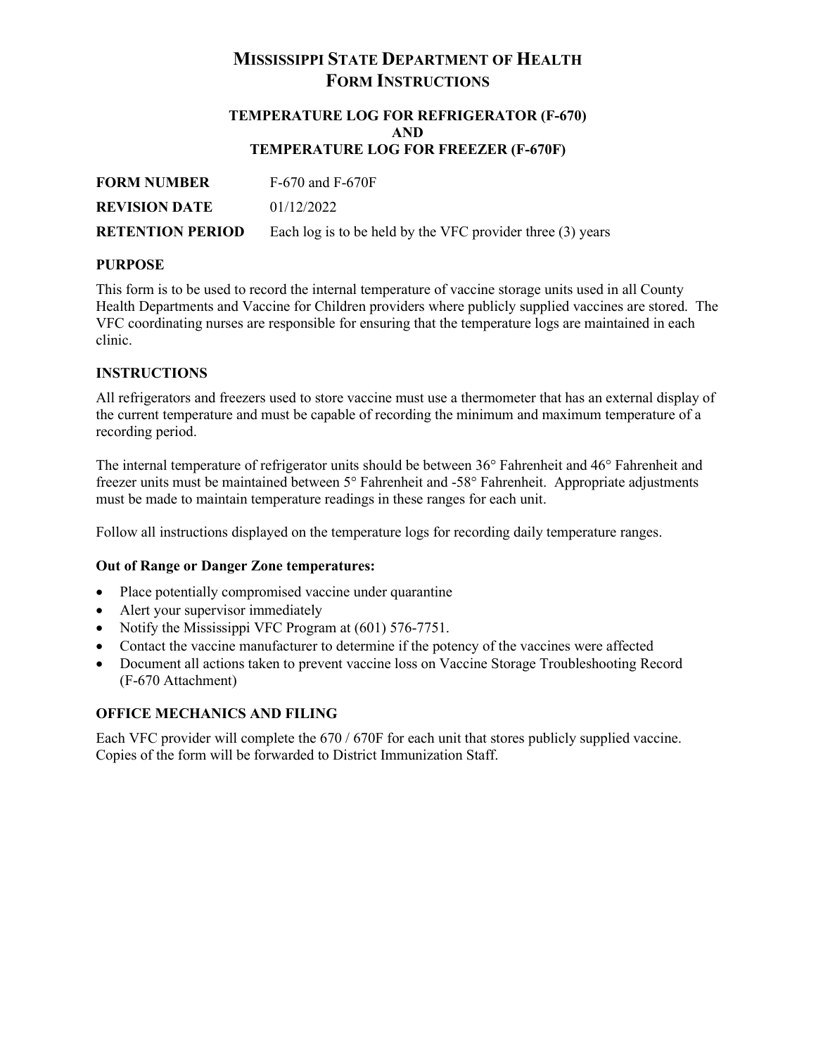# MISSISSIPPI STATE DEPARTMENT OF HEALTH
# FORM INSTRUCTIONS

### TEMPERATURE LOG FOR REFRIGERATOR (F-670)
### AND
### TEMPERATURE LOG FOR FREEZER (F-670F)

| | |
|---|---|
| **FORM NUMBER** | F-670 and F-670F |
| **REVISION DATE** | 01/12/2022 |
| **RETENTION PERIOD** | Each log is to be held by the VFC provider three (3) years |

## PURPOSE

This form is to be used to record the internal temperature of vaccine storage units used in all County Health Departments and Vaccine for Children providers where publicly supplied vaccines are stored. The VFC coordinating nurses are responsible for ensuring that the temperature logs are maintained in each clinic.

## INSTRUCTIONS

All refrigerators and freezers used to store vaccine must use a thermometer that has an external display of the current temperature and must be capable of recording the minimum and maximum temperature of a recording period.

The internal temperature of refrigerator units should be between 36° Fahrenheit and 46° Fahrenheit and freezer units must be maintained between 5° Fahrenheit and -58° Fahrenheit. Appropriate adjustments must be made to maintain temperature readings in these ranges for each unit.

Follow all instructions displayed on the temperature logs for recording daily temperature ranges.

### Out of Range or Danger Zone temperatures:

- Place potentially compromised vaccine under quarantine
- Alert your supervisor immediately
- Notify the Mississippi VFC Program at (601) 576-7751.
- Contact the vaccine manufacturer to determine if the potency of the vaccines were affected
- Document all actions taken to prevent vaccine loss on Vaccine Storage Troubleshooting Record (F-670 Attachment)

## OFFICE MECHANICS AND FILING

Each VFC provider will complete the 670 / 670F for each unit that stores publicly supplied vaccine. Copies of the form will be forwarded to District Immunization Staff.